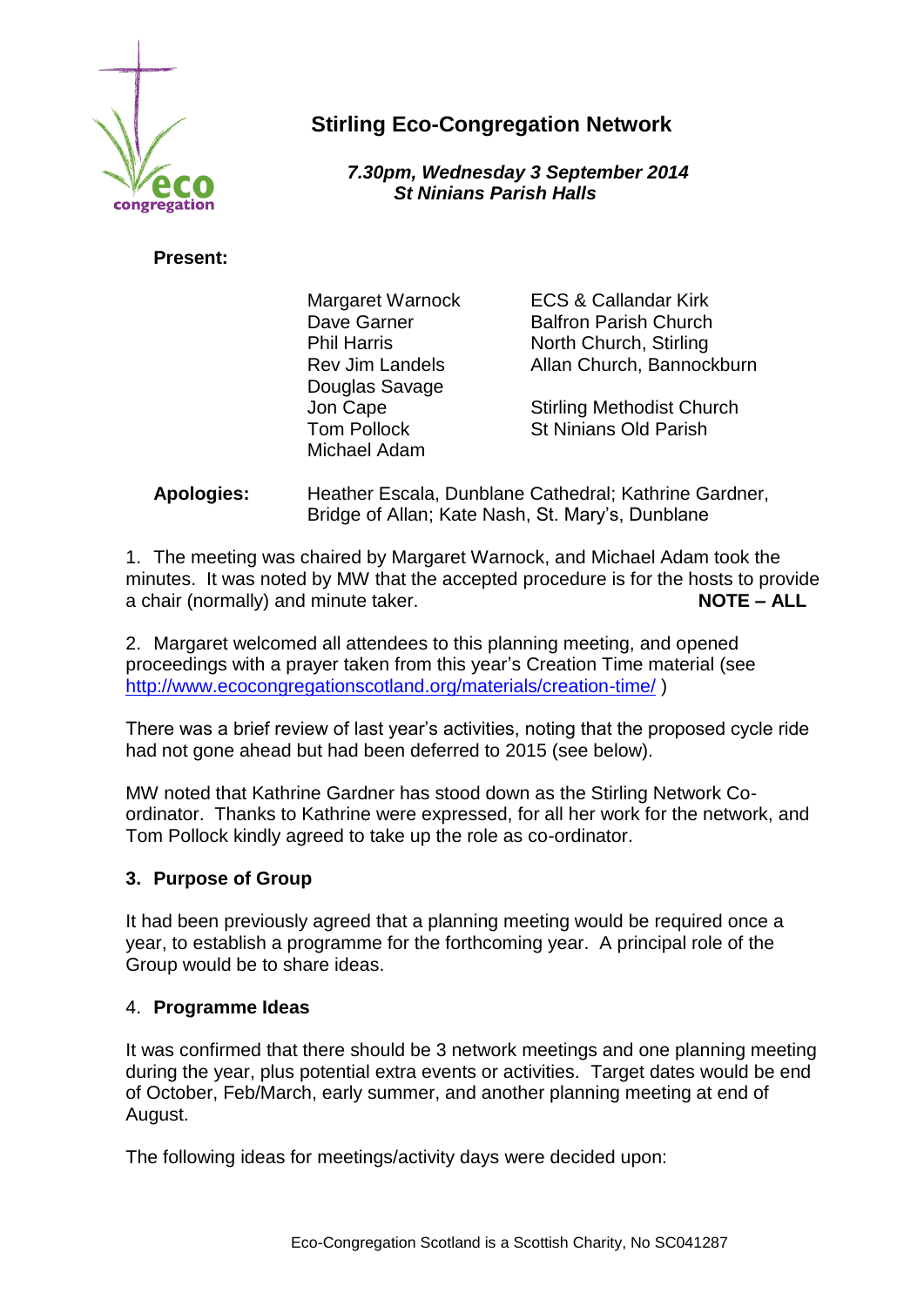# Stirling Eco-Congregation Network

***7.30pm, Wednesday 3 September 2014***
***St Ninians Parish Halls***

**Present:**

| | |
|---|---|
| Margaret Warnock | ECS & Callandar Kirk |
| Dave Garner | Balfron Parish Church |
| Phil Harris | North Church, Stirling |
| Rev Jim Landels | Allan Church, Bannockburn |
| Douglas Savage | |
| Jon Cape | Stirling Methodist Church |
| Tom Pollock | St Ninians Old Parish |
| Michael Adam | |

**Apologies:** Heather Escala, Dunblane Cathedral; Kathrine Gardner, Bridge of Allan; Kate Nash, St. Mary's, Dunblane

1. The meeting was chaired by Margaret Warnock, and Michael Adam took the minutes. It was noted by MW that the accepted procedure is for the hosts to provide a chair (normally) and minute taker. **NOTE – ALL**

2. Margaret welcomed all attendees to this planning meeting, and opened proceedings with a prayer taken from this year's Creation Time material (see http://www.ecocongregationscotland.org/materials/creation-time/ )

There was a brief review of last year's activities, noting that the proposed cycle ride had not gone ahead but had been deferred to 2015 (see below).

MW noted that Kathrine Gardner has stood down as the Stirling Network Co-ordinator. Thanks to Kathrine were expressed, for all her work for the network, and Tom Pollock kindly agreed to take up the role as co-ordinator.

## 3. Purpose of Group

It had been previously agreed that a planning meeting would be required once a year, to establish a programme for the forthcoming year. A principal role of the Group would be to share ideas.

## 4. Programme Ideas

It was confirmed that there should be 3 network meetings and one planning meeting during the year, plus potential extra events or activities. Target dates would be end of October, Feb/March, early summer, and another planning meeting at end of August.

The following ideas for meetings/activity days were decided upon: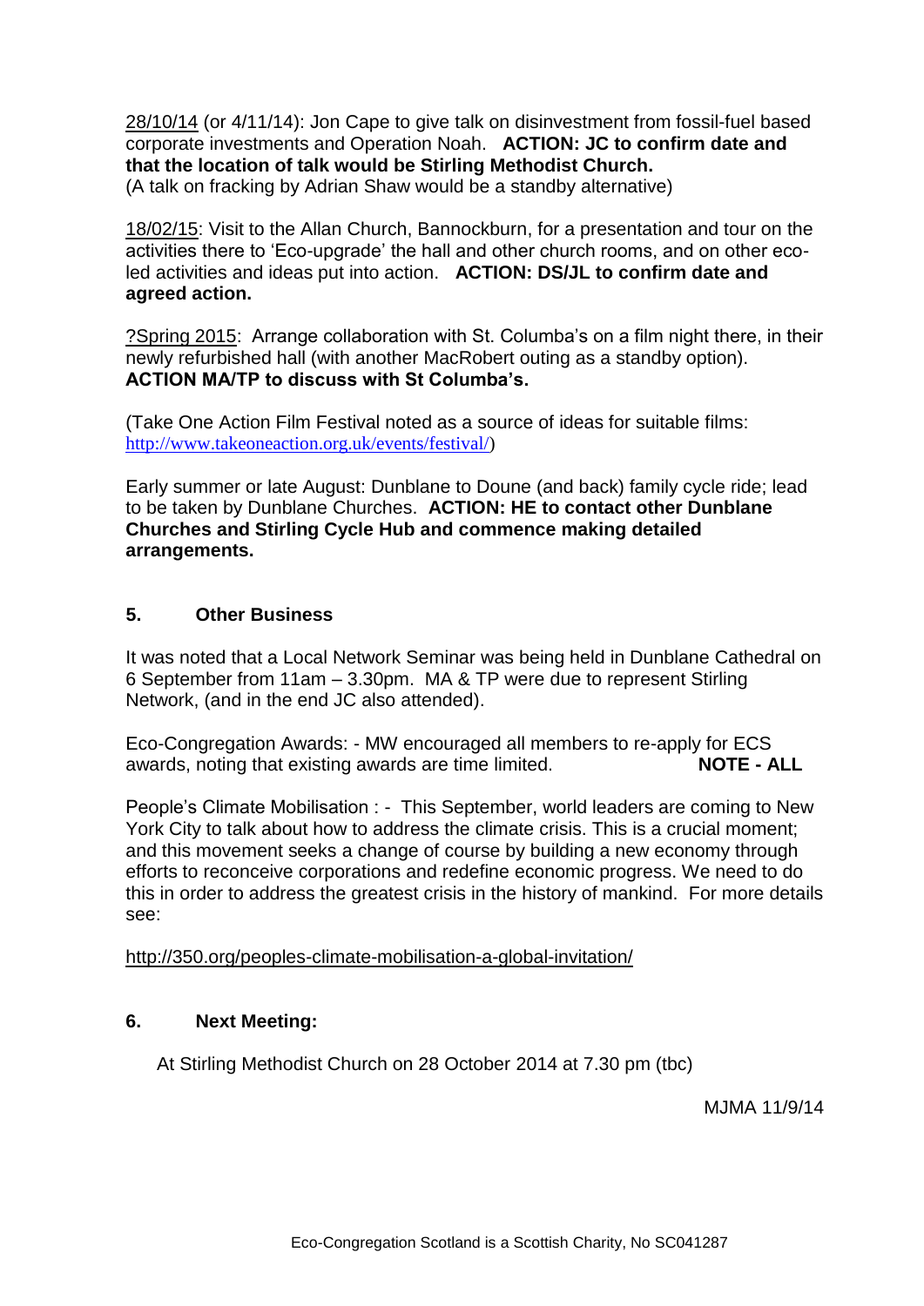28/10/14 (or 4/11/14): Jon Cape to give talk on disinvestment from fossil-fuel based corporate investments and Operation Noah. **ACTION: JC to confirm date and that the location of talk would be Stirling Methodist Church.**
(A talk on fracking by Adrian Shaw would be a standby alternative)

18/02/15: Visit to the Allan Church, Bannockburn, for a presentation and tour on the activities there to 'Eco-upgrade' the hall and other church rooms, and on other eco-led activities and ideas put into action. **ACTION: DS/JL to confirm date and agreed action.**

?Spring 2015: Arrange collaboration with St. Columba's on a film night there, in their newly refurbished hall (with another MacRobert outing as a standby option). **ACTION MA/TP to discuss with St Columba's.**

(Take One Action Film Festival noted as a source of ideas for suitable films: http://www.takeoneaction.org.uk/events/festival/)

Early summer or late August: Dunblane to Doune (and back) family cycle ride; lead to be taken by Dunblane Churches. **ACTION: HE to contact other Dunblane Churches and Stirling Cycle Hub and commence making detailed arrangements.**

## 5. Other Business

It was noted that a Local Network Seminar was being held in Dunblane Cathedral on 6 September from 11am – 3.30pm. MA & TP were due to represent Stirling Network, (and in the end JC also attended).

Eco-Congregation Awards: - MW encouraged all members to re-apply for ECS awards, noting that existing awards are time limited. **NOTE - ALL**

People's Climate Mobilisation : - This September, world leaders are coming to New York City to talk about how to address the climate crisis. This is a crucial moment; and this movement seeks a change of course by building a new economy through efforts to reconceive corporations and redefine economic progress. We need to do this in order to address the greatest crisis in the history of mankind. For more details see:

http://350.org/peoples-climate-mobilisation-a-global-invitation/

## 6. Next Meeting:

At Stirling Methodist Church on 28 October 2014 at 7.30 pm (tbc)

MJMA 11/9/14

Eco-Congregation Scotland is a Scottish Charity, No SC041287